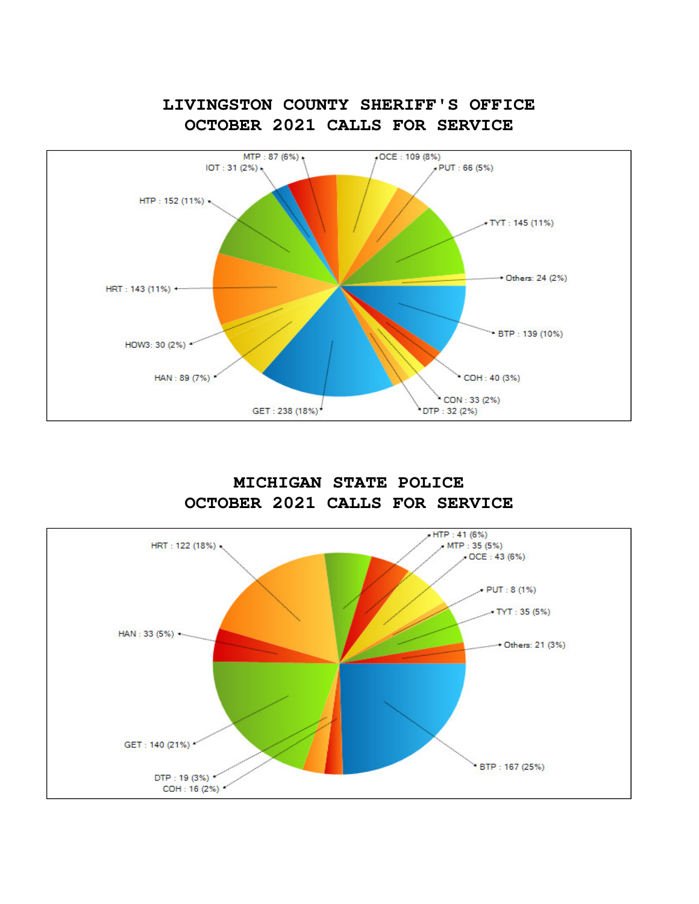## LIVINGSTON COUNTY SHERIFF'S OFFICE
## OCTOBER 2021 CALLS FOR SERVICE

| Category | Calls | Percent |
|---|---|---|
| MTP | 87 | 6% |
| OCE | 109 | 8% |
| IOT | 31 | 2% |
| PUT | 66 | 5% |
| HTP | 152 | 11% |
| TYT | 145 | 11% |
| Others | 24 | 2% |
| HRT | 143 | 11% |
| BTP | 139 | 10% |
| HOW3 | 30 | 2% |
| HAN | 89 | 7% |
| COH | 40 | 3% |
| CON | 33 | 2% |
| GET | 238 | 18% |
| DTP | 32 | 2% |

## MICHIGAN STATE POLICE
## OCTOBER 2021 CALLS FOR SERVICE

| Category | Calls | Percent |
|---|---|---|
| HTP | 41 | 6% |
| HRT | 122 | 18% |
| MTP | 35 | 5% |
| OCE | 43 | 6% |
| PUT | 8 | 1% |
| TYT | 35 | 5% |
| HAN | 33 | 5% |
| Others | 21 | 3% |
| GET | 140 | 21% |
| BTP | 167 | 25% |
| DTP | 19 | 3% |
| COH | 16 | 2% |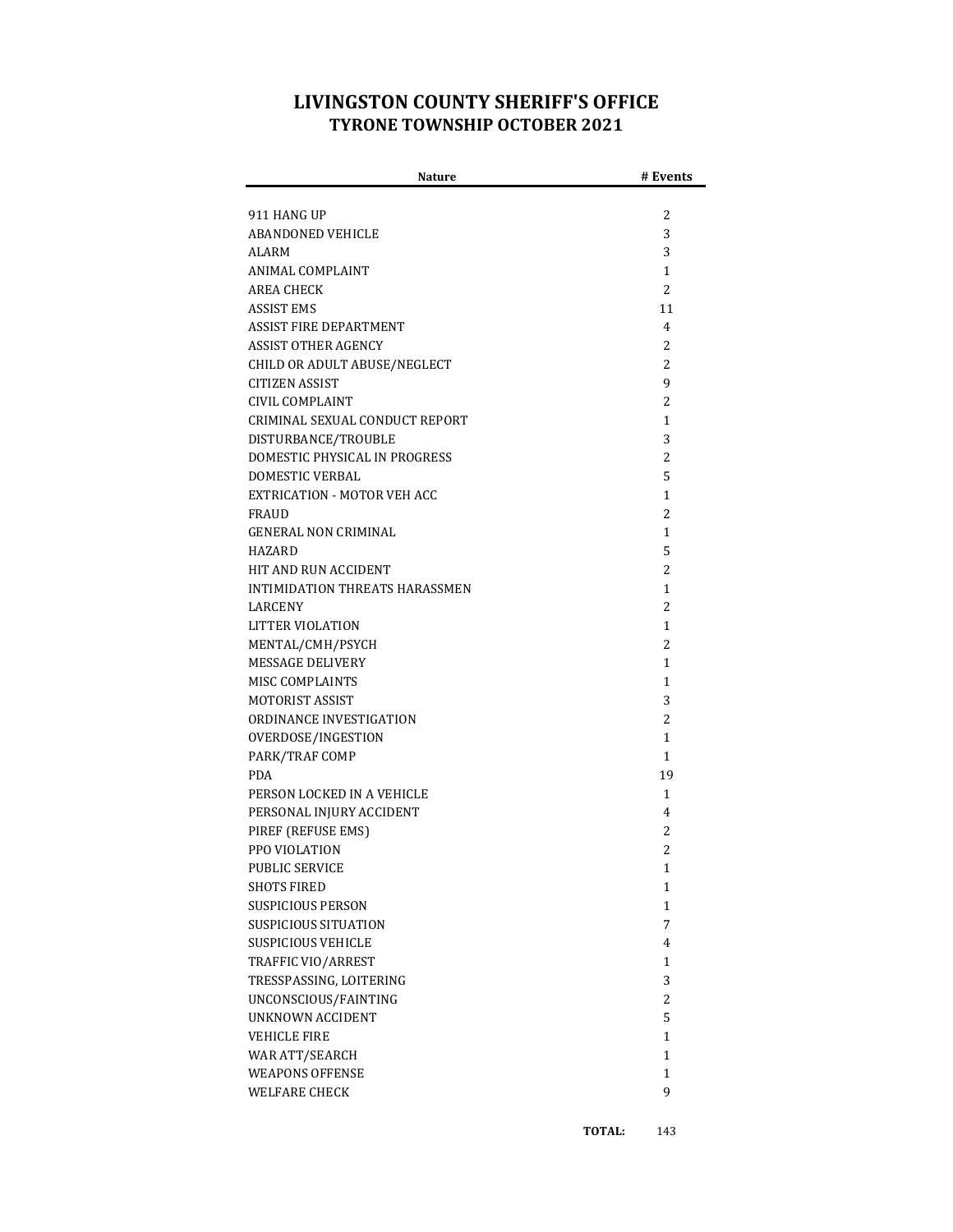# LIVINGSTON COUNTY SHERIFF'S OFFICE
## TYRONE TOWNSHIP OCTOBER 2021

| Nature | # Events |
|---|---|
| 911 HANG UP | 2 |
| ABANDONED VEHICLE | 3 |
| ALARM | 3 |
| ANIMAL COMPLAINT | 1 |
| AREA CHECK | 2 |
| ASSIST EMS | 11 |
| ASSIST FIRE DEPARTMENT | 4 |
| ASSIST OTHER AGENCY | 2 |
| CHILD OR ADULT ABUSE/NEGLECT | 2 |
| CITIZEN ASSIST | 9 |
| CIVIL COMPLAINT | 2 |
| CRIMINAL SEXUAL CONDUCT REPORT | 1 |
| DISTURBANCE/TROUBLE | 3 |
| DOMESTIC PHYSICAL IN PROGRESS | 2 |
| DOMESTIC VERBAL | 5 |
| EXTRICATION - MOTOR VEH ACC | 1 |
| FRAUD | 2 |
| GENERAL NON CRIMINAL | 1 |
| HAZARD | 5 |
| HIT AND RUN ACCIDENT | 2 |
| INTIMIDATION THREATS HARASSMEN | 1 |
| LARCENY | 2 |
| LITTER VIOLATION | 1 |
| MENTAL/CMH/PSYCH | 2 |
| MESSAGE DELIVERY | 1 |
| MISC COMPLAINTS | 1 |
| MOTORIST ASSIST | 3 |
| ORDINANCE INVESTIGATION | 2 |
| OVERDOSE/INGESTION | 1 |
| PARK/TRAF COMP | 1 |
| PDA | 19 |
| PERSON LOCKED IN A VEHICLE | 1 |
| PERSONAL INJURY ACCIDENT | 4 |
| PIREF (REFUSE EMS) | 2 |
| PPO VIOLATION | 2 |
| PUBLIC SERVICE | 1 |
| SHOTS FIRED | 1 |
| SUSPICIOUS PERSON | 1 |
| SUSPICIOUS SITUATION | 7 |
| SUSPICIOUS VEHICLE | 4 |
| TRAFFIC VIO/ARREST | 1 |
| TRESSPASSING, LOITERING | 3 |
| UNCONSCIOUS/FAINTING | 2 |
| UNKNOWN ACCIDENT | 5 |
| VEHICLE FIRE | 1 |
| WAR ATT/SEARCH | 1 |
| WEAPONS OFFENSE | 1 |
| WELFARE CHECK | 9 |
| **TOTAL:** | 143 |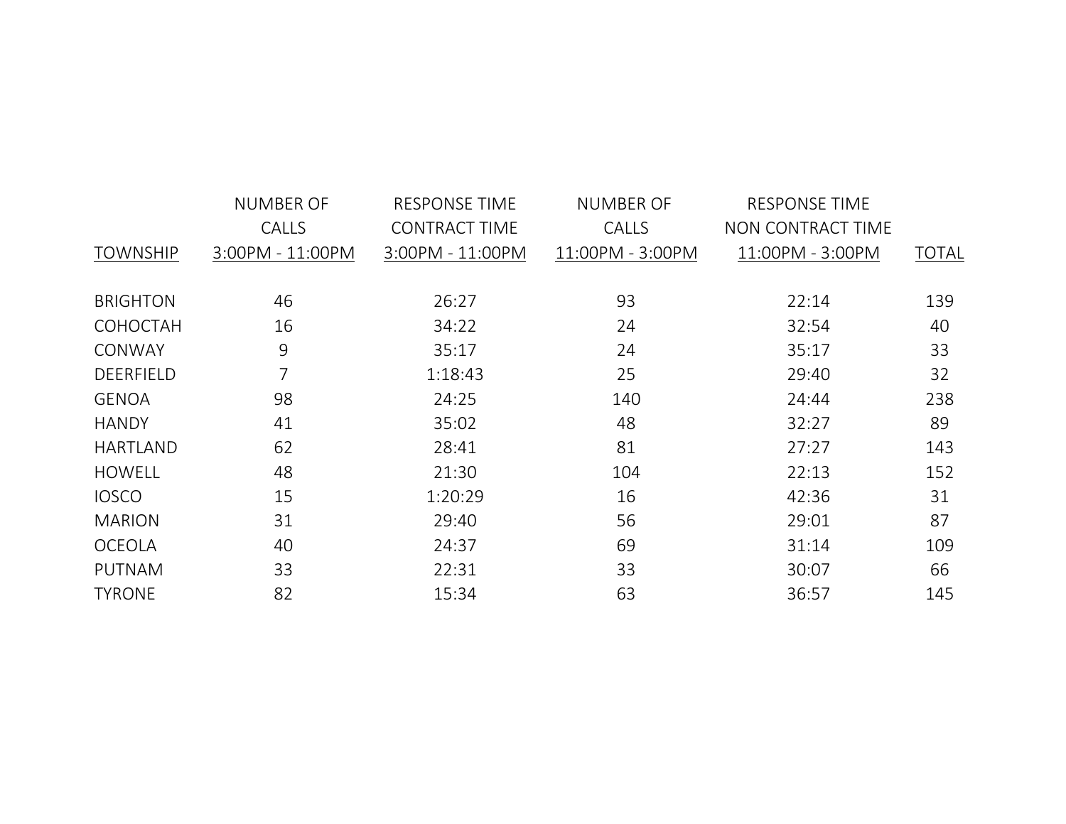| TOWNSHIP | NUMBER OF CALLS 3:00PM - 11:00PM | RESPONSE TIME CONTRACT TIME 3:00PM - 11:00PM | NUMBER OF CALLS 11:00PM - 3:00PM | RESPONSE TIME NON CONTRACT TIME 11:00PM - 3:00PM | TOTAL |
|---|---|---|---|---|---|
| BRIGHTON | 46 | 26:27 | 93 | 22:14 | 139 |
| COHOCTAH | 16 | 34:22 | 24 | 32:54 | 40 |
| CONWAY | 9 | 35:17 | 24 | 35:17 | 33 |
| DEERFIELD | 7 | 1:18:43 | 25 | 29:40 | 32 |
| GENOA | 98 | 24:25 | 140 | 24:44 | 238 |
| HANDY | 41 | 35:02 | 48 | 32:27 | 89 |
| HARTLAND | 62 | 28:41 | 81 | 27:27 | 143 |
| HOWELL | 48 | 21:30 | 104 | 22:13 | 152 |
| IOSCO | 15 | 1:20:29 | 16 | 42:36 | 31 |
| MARION | 31 | 29:40 | 56 | 29:01 | 87 |
| OCEOLA | 40 | 24:37 | 69 | 31:14 | 109 |
| PUTNAM | 33 | 22:31 | 33 | 30:07 | 66 |
| TYRONE | 82 | 15:34 | 63 | 36:57 | 145 |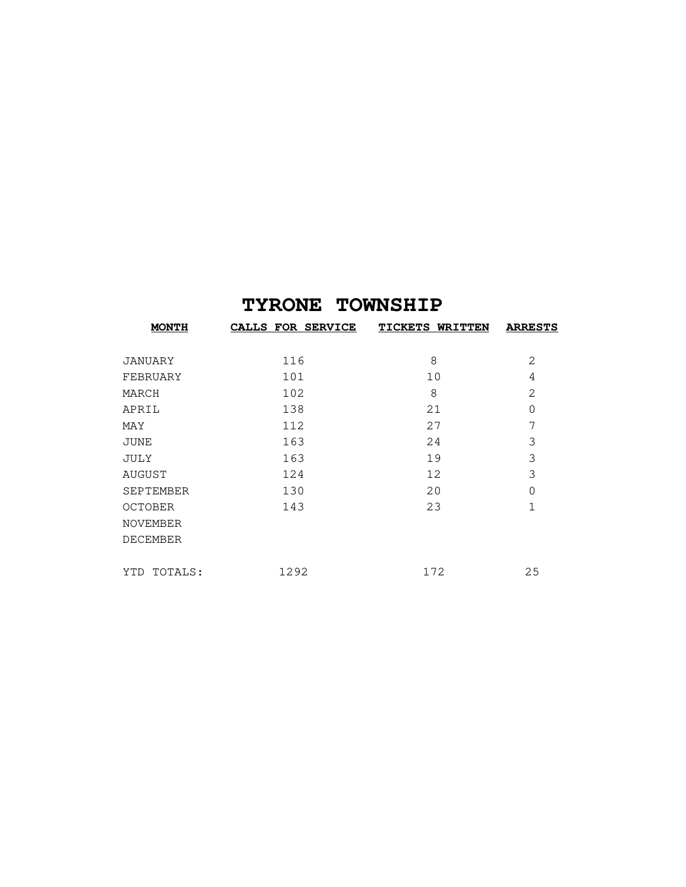# TYRONE TOWNSHIP

| MONTH | CALLS FOR SERVICE | TICKETS WRITTEN | ARRESTS |
|---|---|---|---|
| JANUARY | 116 | 8 | 2 |
| FEBRUARY | 101 | 10 | 4 |
| MARCH | 102 | 8 | 2 |
| APRIL | 138 | 21 | 0 |
| MAY | 112 | 27 | 7 |
| JUNE | 163 | 24 | 3 |
| JULY | 163 | 19 | 3 |
| AUGUST | 124 | 12 | 3 |
| SEPTEMBER | 130 | 20 | 0 |
| OCTOBER | 143 | 23 | 1 |
| NOVEMBER | | | |
| DECEMBER | | | |
| YTD TOTALS: | 1292 | 172 | 25 |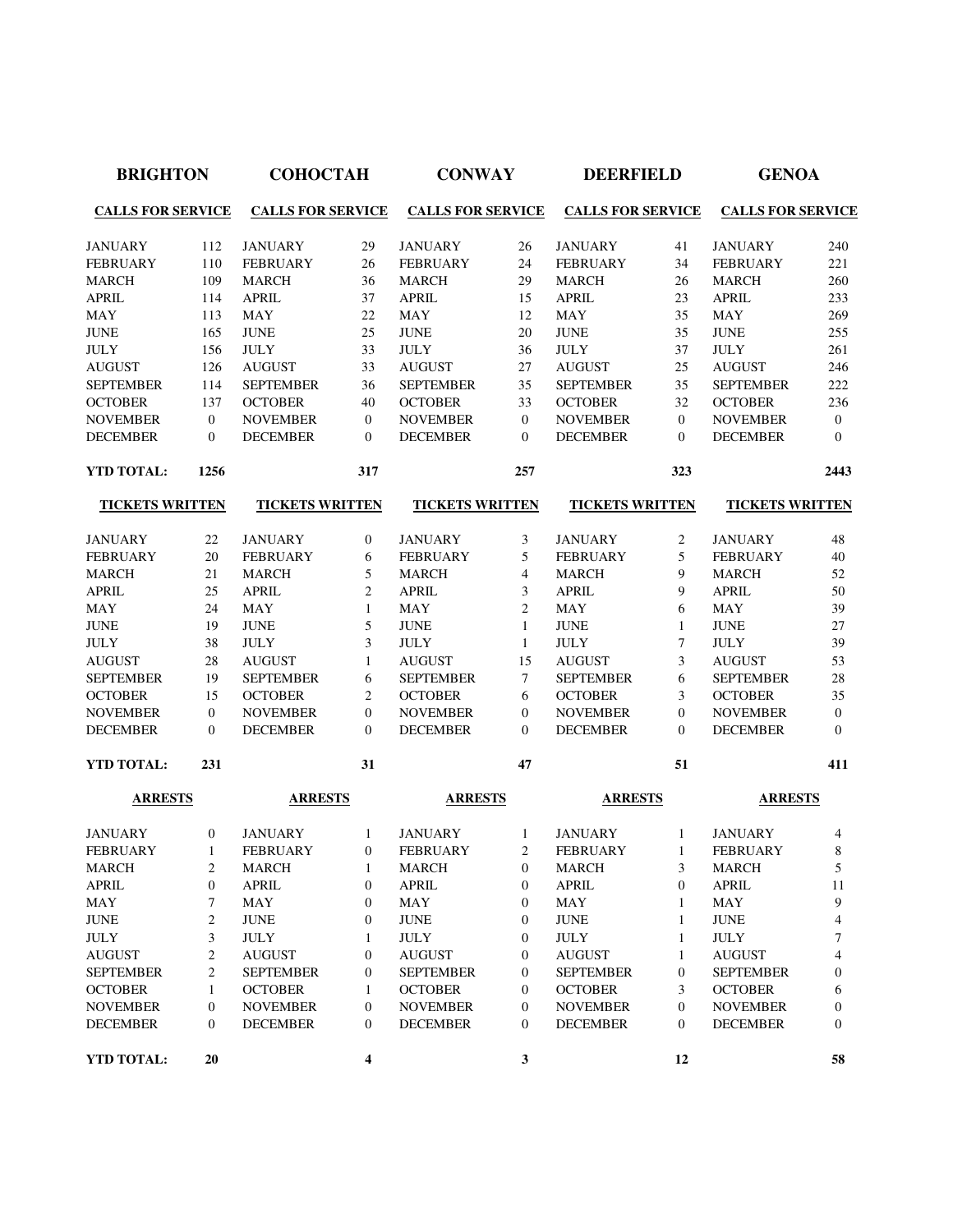| BRIGHTON | | COHOCTAH | | CONWAY | | DEERFIELD | | GENOA | |
|---|---|---|---|---|---|---|---|---|---|
| **CALLS FOR SERVICE** | | **CALLS FOR SERVICE** | | **CALLS FOR SERVICE** | | **CALLS FOR SERVICE** | | **CALLS FOR SERVICE** | |
| JANUARY | 112 | JANUARY | 29 | JANUARY | 26 | JANUARY | 41 | JANUARY | 240 |
| FEBRUARY | 110 | FEBRUARY | 26 | FEBRUARY | 24 | FEBRUARY | 34 | FEBRUARY | 221 |
| MARCH | 109 | MARCH | 36 | MARCH | 29 | MARCH | 26 | MARCH | 260 |
| APRIL | 114 | APRIL | 37 | APRIL | 15 | APRIL | 23 | APRIL | 233 |
| MAY | 113 | MAY | 22 | MAY | 12 | MAY | 35 | MAY | 269 |
| JUNE | 165 | JUNE | 25 | JUNE | 20 | JUNE | 35 | JUNE | 255 |
| JULY | 156 | JULY | 33 | JULY | 36 | JULY | 37 | JULY | 261 |
| AUGUST | 126 | AUGUST | 33 | AUGUST | 27 | AUGUST | 25 | AUGUST | 246 |
| SEPTEMBER | 114 | SEPTEMBER | 36 | SEPTEMBER | 35 | SEPTEMBER | 35 | SEPTEMBER | 222 |
| OCTOBER | 137 | OCTOBER | 40 | OCTOBER | 33 | OCTOBER | 32 | OCTOBER | 236 |
| NOVEMBER | 0 | NOVEMBER | 0 | NOVEMBER | 0 | NOVEMBER | 0 | NOVEMBER | 0 |
| DECEMBER | 0 | DECEMBER | 0 | DECEMBER | 0 | DECEMBER | 0 | DECEMBER | 0 |
| **YTD TOTAL:** | **1256** | | **317** | | **257** | | **323** | | **2443** |
| **TICKETS WRITTEN** | | **TICKETS WRITTEN** | | **TICKETS WRITTEN** | | **TICKETS WRITTEN** | | **TICKETS WRITTEN** | |
| JANUARY | 22 | JANUARY | 0 | JANUARY | 3 | JANUARY | 2 | JANUARY | 48 |
| FEBRUARY | 20 | FEBRUARY | 6 | FEBRUARY | 5 | FEBRUARY | 5 | FEBRUARY | 40 |
| MARCH | 21 | MARCH | 5 | MARCH | 4 | MARCH | 9 | MARCH | 52 |
| APRIL | 25 | APRIL | 2 | APRIL | 3 | APRIL | 9 | APRIL | 50 |
| MAY | 24 | MAY | 1 | MAY | 2 | MAY | 6 | MAY | 39 |
| JUNE | 19 | JUNE | 5 | JUNE | 1 | JUNE | 1 | JUNE | 27 |
| JULY | 38 | JULY | 3 | JULY | 1 | JULY | 7 | JULY | 39 |
| AUGUST | 28 | AUGUST | 1 | AUGUST | 15 | AUGUST | 3 | AUGUST | 53 |
| SEPTEMBER | 19 | SEPTEMBER | 6 | SEPTEMBER | 7 | SEPTEMBER | 6 | SEPTEMBER | 28 |
| OCTOBER | 15 | OCTOBER | 2 | OCTOBER | 6 | OCTOBER | 3 | OCTOBER | 35 |
| NOVEMBER | 0 | NOVEMBER | 0 | NOVEMBER | 0 | NOVEMBER | 0 | NOVEMBER | 0 |
| DECEMBER | 0 | DECEMBER | 0 | DECEMBER | 0 | DECEMBER | 0 | DECEMBER | 0 |
| **YTD TOTAL:** | **231** | | **31** | | **47** | | **51** | | **411** |
| **ARRESTS** | | **ARRESTS** | | **ARRESTS** | | **ARRESTS** | | **ARRESTS** | |
| JANUARY | 0 | JANUARY | 1 | JANUARY | 1 | JANUARY | 1 | JANUARY | 4 |
| FEBRUARY | 1 | FEBRUARY | 0 | FEBRUARY | 2 | FEBRUARY | 1 | FEBRUARY | 8 |
| MARCH | 2 | MARCH | 1 | MARCH | 0 | MARCH | 3 | MARCH | 5 |
| APRIL | 0 | APRIL | 0 | APRIL | 0 | APRIL | 0 | APRIL | 11 |
| MAY | 7 | MAY | 0 | MAY | 0 | MAY | 1 | MAY | 9 |
| JUNE | 2 | JUNE | 0 | JUNE | 0 | JUNE | 1 | JUNE | 4 |
| JULY | 3 | JULY | 1 | JULY | 0 | JULY | 1 | JULY | 7 |
| AUGUST | 2 | AUGUST | 0 | AUGUST | 0 | AUGUST | 1 | AUGUST | 4 |
| SEPTEMBER | 2 | SEPTEMBER | 0 | SEPTEMBER | 0 | SEPTEMBER | 0 | SEPTEMBER | 0 |
| OCTOBER | 1 | OCTOBER | 1 | OCTOBER | 0 | OCTOBER | 3 | OCTOBER | 6 |
| NOVEMBER | 0 | NOVEMBER | 0 | NOVEMBER | 0 | NOVEMBER | 0 | NOVEMBER | 0 |
| DECEMBER | 0 | DECEMBER | 0 | DECEMBER | 0 | DECEMBER | 0 | DECEMBER | 0 |
| **YTD TOTAL:** | **20** | | **4** | | **3** | | **12** | | **58** |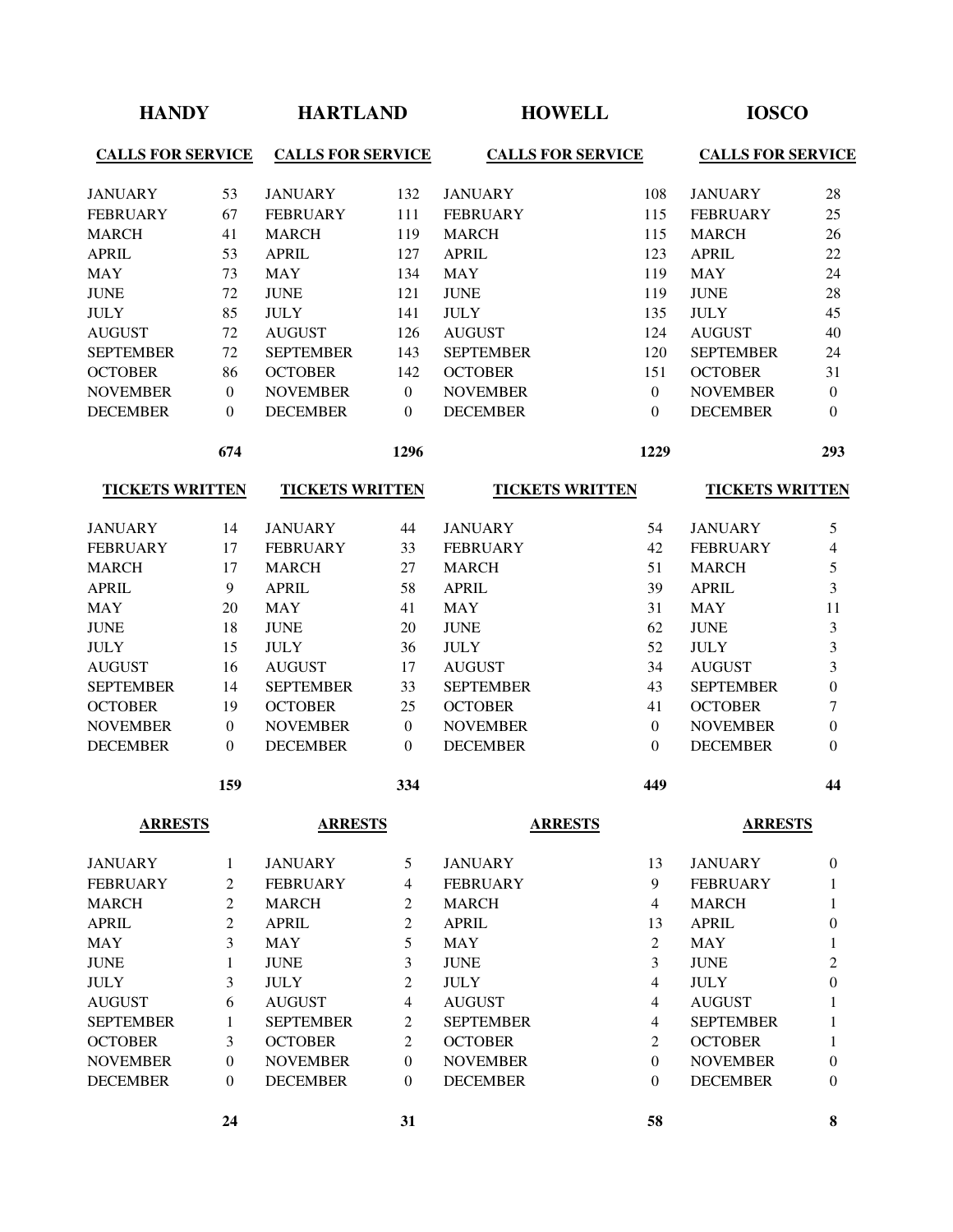## HANDY

**CALLS FOR SERVICE**

| Month | Count |
|---|---|
| JANUARY | 53 |
| FEBRUARY | 67 |
| MARCH | 41 |
| APRIL | 53 |
| MAY | 73 |
| JUNE | 72 |
| JULY | 85 |
| AUGUST | 72 |
| SEPTEMBER | 72 |
| OCTOBER | 86 |
| NOVEMBER | 0 |
| DECEMBER | 0 |
| | **674** |

**TICKETS WRITTEN**

| Month | Count |
|---|---|
| JANUARY | 14 |
| FEBRUARY | 17 |
| MARCH | 17 |
| APRIL | 9 |
| MAY | 20 |
| JUNE | 18 |
| JULY | 15 |
| AUGUST | 16 |
| SEPTEMBER | 14 |
| OCTOBER | 19 |
| NOVEMBER | 0 |
| DECEMBER | 0 |
| | **159** |

**ARRESTS**

| Month | Count |
|---|---|
| JANUARY | 1 |
| FEBRUARY | 2 |
| MARCH | 2 |
| APRIL | 2 |
| MAY | 3 |
| JUNE | 1 |
| JULY | 3 |
| AUGUST | 6 |
| SEPTEMBER | 1 |
| OCTOBER | 3 |
| NOVEMBER | 0 |
| DECEMBER | 0 |
| | **24** |

## HARTLAND

**CALLS FOR SERVICE**

| Month | Count |
|---|---|
| JANUARY | 132 |
| FEBRUARY | 111 |
| MARCH | 119 |
| APRIL | 127 |
| MAY | 134 |
| JUNE | 121 |
| JULY | 141 |
| AUGUST | 126 |
| SEPTEMBER | 143 |
| OCTOBER | 142 |
| NOVEMBER | 0 |
| DECEMBER | 0 |
| | **1296** |

**TICKETS WRITTEN**

| Month | Count |
|---|---|
| JANUARY | 44 |
| FEBRUARY | 33 |
| MARCH | 27 |
| APRIL | 58 |
| MAY | 41 |
| JUNE | 20 |
| JULY | 36 |
| AUGUST | 17 |
| SEPTEMBER | 33 |
| OCTOBER | 25 |
| NOVEMBER | 0 |
| DECEMBER | 0 |
| | **334** |

**ARRESTS**

| Month | Count |
|---|---|
| JANUARY | 5 |
| FEBRUARY | 4 |
| MARCH | 2 |
| APRIL | 2 |
| MAY | 5 |
| JUNE | 3 |
| JULY | 2 |
| AUGUST | 4 |
| SEPTEMBER | 2 |
| OCTOBER | 2 |
| NOVEMBER | 0 |
| DECEMBER | 0 |
| | **31** |

## HOWELL

**CALLS FOR SERVICE**

| Month | Count |
|---|---|
| JANUARY | 108 |
| FEBRUARY | 115 |
| MARCH | 115 |
| APRIL | 123 |
| MAY | 119 |
| JUNE | 119 |
| JULY | 135 |
| AUGUST | 124 |
| SEPTEMBER | 120 |
| OCTOBER | 151 |
| NOVEMBER | 0 |
| DECEMBER | 0 |
| | **1229** |

**TICKETS WRITTEN**

| Month | Count |
|---|---|
| JANUARY | 54 |
| FEBRUARY | 42 |
| MARCH | 51 |
| APRIL | 39 |
| MAY | 31 |
| JUNE | 62 |
| JULY | 52 |
| AUGUST | 34 |
| SEPTEMBER | 43 |
| OCTOBER | 41 |
| NOVEMBER | 0 |
| DECEMBER | 0 |
| | **449** |

**ARRESTS**

| Month | Count |
|---|---|
| JANUARY | 13 |
| FEBRUARY | 9 |
| MARCH | 4 |
| APRIL | 13 |
| MAY | 2 |
| JUNE | 3 |
| JULY | 4 |
| AUGUST | 4 |
| SEPTEMBER | 4 |
| OCTOBER | 2 |
| NOVEMBER | 0 |
| DECEMBER | 0 |
| | **58** |

## IOSCO

**CALLS FOR SERVICE**

| Month | Count |
|---|---|
| JANUARY | 28 |
| FEBRUARY | 25 |
| MARCH | 26 |
| APRIL | 22 |
| MAY | 24 |
| JUNE | 28 |
| JULY | 45 |
| AUGUST | 40 |
| SEPTEMBER | 24 |
| OCTOBER | 31 |
| NOVEMBER | 0 |
| DECEMBER | 0 |
| | **293** |

**TICKETS WRITTEN**

| Month | Count |
|---|---|
| JANUARY | 5 |
| FEBRUARY | 4 |
| MARCH | 5 |
| APRIL | 3 |
| MAY | 11 |
| JUNE | 3 |
| JULY | 3 |
| AUGUST | 3 |
| SEPTEMBER | 0 |
| OCTOBER | 7 |
| NOVEMBER | 0 |
| DECEMBER | 0 |
| | **44** |

**ARRESTS**

| Month | Count |
|---|---|
| JANUARY | 0 |
| FEBRUARY | 1 |
| MARCH | 1 |
| APRIL | 0 |
| MAY | 1 |
| JUNE | 2 |
| JULY | 0 |
| AUGUST | 1 |
| SEPTEMBER | 1 |
| OCTOBER | 1 |
| NOVEMBER | 0 |
| DECEMBER | 0 |
| | **8** |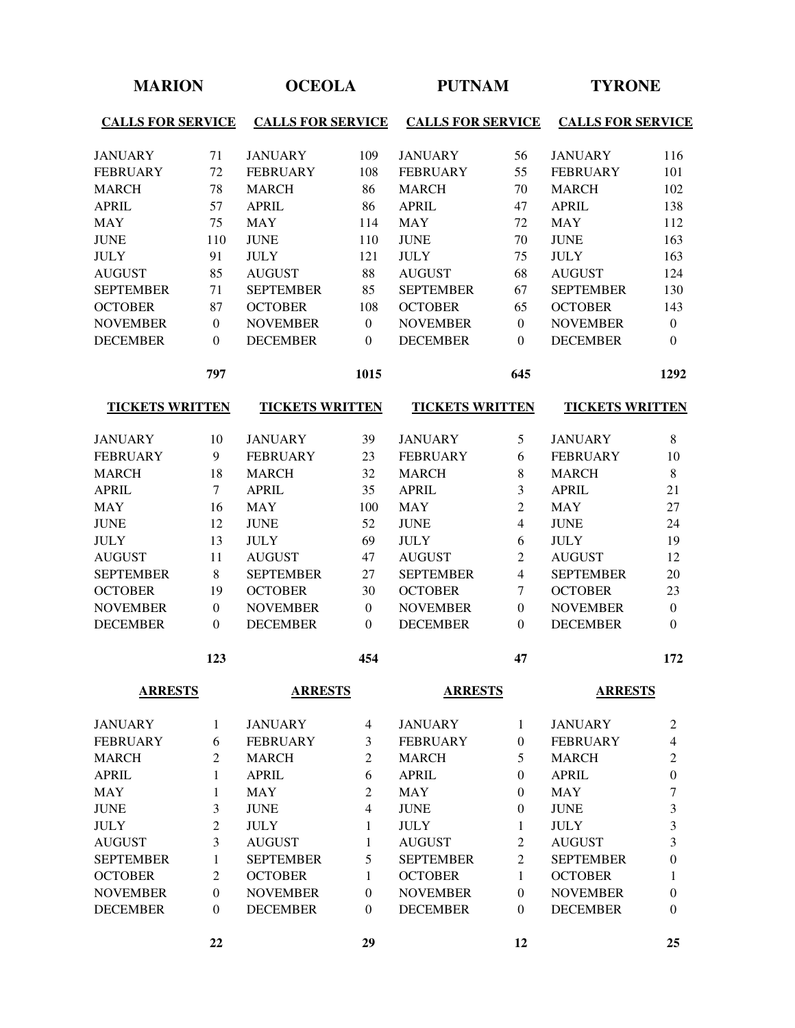| MARION | | OCEOLA | | PUTNAM | | TYRONE | |
|---|---|---|---|---|---|---|---|
| **CALLS FOR SERVICE** | | **CALLS FOR SERVICE** | | **CALLS FOR SERVICE** | | **CALLS FOR SERVICE** | |
| JANUARY | 71 | JANUARY | 109 | JANUARY | 56 | JANUARY | 116 |
| FEBRUARY | 72 | FEBRUARY | 108 | FEBRUARY | 55 | FEBRUARY | 101 |
| MARCH | 78 | MARCH | 86 | MARCH | 70 | MARCH | 102 |
| APRIL | 57 | APRIL | 86 | APRIL | 47 | APRIL | 138 |
| MAY | 75 | MAY | 114 | MAY | 72 | MAY | 112 |
| JUNE | 110 | JUNE | 110 | JUNE | 70 | JUNE | 163 |
| JULY | 91 | JULY | 121 | JULY | 75 | JULY | 163 |
| AUGUST | 85 | AUGUST | 88 | AUGUST | 68 | AUGUST | 124 |
| SEPTEMBER | 71 | SEPTEMBER | 85 | SEPTEMBER | 67 | SEPTEMBER | 130 |
| OCTOBER | 87 | OCTOBER | 108 | OCTOBER | 65 | OCTOBER | 143 |
| NOVEMBER | 0 | NOVEMBER | 0 | NOVEMBER | 0 | NOVEMBER | 0 |
| DECEMBER | 0 | DECEMBER | 0 | DECEMBER | 0 | DECEMBER | 0 |
| | **797** | | **1015** | | **645** | | **1292** |
| **TICKETS WRITTEN** | | **TICKETS WRITTEN** | | **TICKETS WRITTEN** | | **TICKETS WRITTEN** | |
| JANUARY | 10 | JANUARY | 39 | JANUARY | 5 | JANUARY | 8 |
| FEBRUARY | 9 | FEBRUARY | 23 | FEBRUARY | 6 | FEBRUARY | 10 |
| MARCH | 18 | MARCH | 32 | MARCH | 8 | MARCH | 8 |
| APRIL | 7 | APRIL | 35 | APRIL | 3 | APRIL | 21 |
| MAY | 16 | MAY | 100 | MAY | 2 | MAY | 27 |
| JUNE | 12 | JUNE | 52 | JUNE | 4 | JUNE | 24 |
| JULY | 13 | JULY | 69 | JULY | 6 | JULY | 19 |
| AUGUST | 11 | AUGUST | 47 | AUGUST | 2 | AUGUST | 12 |
| SEPTEMBER | 8 | SEPTEMBER | 27 | SEPTEMBER | 4 | SEPTEMBER | 20 |
| OCTOBER | 19 | OCTOBER | 30 | OCTOBER | 7 | OCTOBER | 23 |
| NOVEMBER | 0 | NOVEMBER | 0 | NOVEMBER | 0 | NOVEMBER | 0 |
| DECEMBER | 0 | DECEMBER | 0 | DECEMBER | 0 | DECEMBER | 0 |
| | **123** | | **454** | | **47** | | **172** |
| **ARRESTS** | | **ARRESTS** | | **ARRESTS** | | **ARRESTS** | |
| JANUARY | 1 | JANUARY | 4 | JANUARY | 1 | JANUARY | 2 |
| FEBRUARY | 6 | FEBRUARY | 3 | FEBRUARY | 0 | FEBRUARY | 4 |
| MARCH | 2 | MARCH | 2 | MARCH | 5 | MARCH | 2 |
| APRIL | 1 | APRIL | 6 | APRIL | 0 | APRIL | 0 |
| MAY | 1 | MAY | 2 | MAY | 0 | MAY | 7 |
| JUNE | 3 | JUNE | 4 | JUNE | 0 | JUNE | 3 |
| JULY | 2 | JULY | 1 | JULY | 1 | JULY | 3 |
| AUGUST | 3 | AUGUST | 1 | AUGUST | 2 | AUGUST | 3 |
| SEPTEMBER | 1 | SEPTEMBER | 5 | SEPTEMBER | 2 | SEPTEMBER | 0 |
| OCTOBER | 2 | OCTOBER | 1 | OCTOBER | 1 | OCTOBER | 1 |
| NOVEMBER | 0 | NOVEMBER | 0 | NOVEMBER | 0 | NOVEMBER | 0 |
| DECEMBER | 0 | DECEMBER | 0 | DECEMBER | 0 | DECEMBER | 0 |
| | **22** | | **29** | | **12** | | **25** |